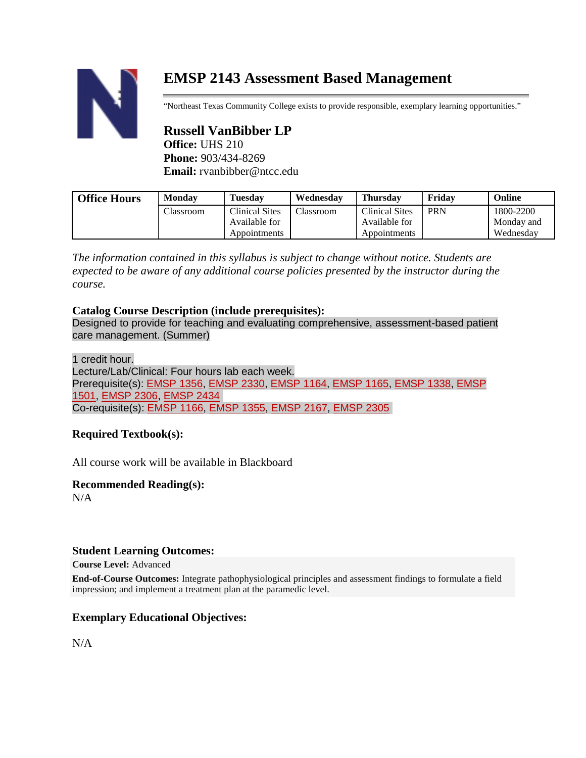# EMSP 2143 Assessment Based Management

"Northeast Texas Community College exists to provide responsible, exemplary learning opportunities."

## Russell VanBibber LP

**Office:** UHS 210
**Phone:** 903/434-8269
**Email:** rvanbibber@ntcc.edu

| Office Hours | Monday | Tuesday | Wednesday | Thursday | Friday | Online |
|---|---|---|---|---|---|---|
| | Classroom | Clinical Sites Available for Appointments | Classroom | Clinical Sites Available for Appointments | PRN | 1800-2200 Monday and Wednesday |

*The information contained in this syllabus is subject to change without notice. Students are expected to be aware of any additional course policies presented by the instructor during the course.*

### Catalog Course Description (include prerequisites):

Designed to provide for teaching and evaluating comprehensive, assessment-based patient care management. (Summer)

1 credit hour.
Lecture/Lab/Clinical: Four hours lab each week.
Prerequisite(s): EMSP 1356, EMSP 2330, EMSP 1164, EMSP 1165, EMSP 1338, EMSP 1501, EMSP 2306, EMSP 2434
Co-requisite(s): EMSP 1166, EMSP 1355, EMSP 2167, EMSP 2305

### Required Textbook(s):

All course work will be available in Blackboard

### Recommended Reading(s):

N/A

### Student Learning Outcomes:

**Course Level:** Advanced

**End-of-Course Outcomes:** Integrate pathophysiological principles and assessment findings to formulate a field impression; and implement a treatment plan at the paramedic level.

### Exemplary Educational Objectives:

N/A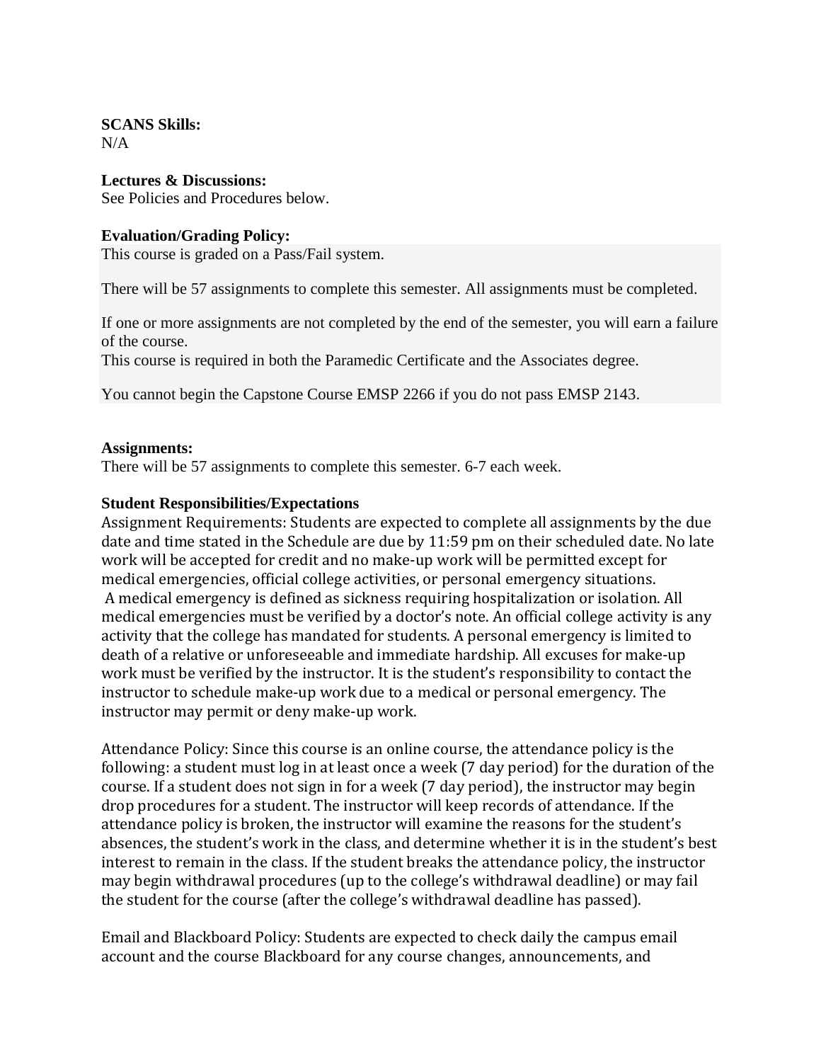**SCANS Skills:**
N/A

**Lectures & Discussions:**
See Policies and Procedures below.

**Evaluation/Grading Policy:**
This course is graded on a Pass/Fail system.

There will be 57 assignments to complete this semester. All assignments must be completed.

If one or more assignments are not completed by the end of the semester, you will earn a failure of the course.
This course is required in both the Paramedic Certificate and the Associates degree.

You cannot begin the Capstone Course EMSP 2266 if you do not pass EMSP 2143.

**Assignments:**
There will be 57 assignments to complete this semester. 6-7 each week.

**Student Responsibilities/Expectations**
Assignment Requirements: Students are expected to complete all assignments by the due date and time stated in the Schedule are due by 11:59 pm on their scheduled date. No late work will be accepted for credit and no make-up work will be permitted except for medical emergencies, official college activities, or personal emergency situations. A medical emergency is defined as sickness requiring hospitalization or isolation. All medical emergencies must be verified by a doctor's note. An official college activity is any activity that the college has mandated for students. A personal emergency is limited to death of a relative or unforeseeable and immediate hardship. All excuses for make-up work must be verified by the instructor. It is the student's responsibility to contact the instructor to schedule make-up work due to a medical or personal emergency. The instructor may permit or deny make-up work.

Attendance Policy: Since this course is an online course, the attendance policy is the following: a student must log in at least once a week (7 day period) for the duration of the course. If a student does not sign in for a week (7 day period), the instructor may begin drop procedures for a student. The instructor will keep records of attendance. If the attendance policy is broken, the instructor will examine the reasons for the student's absences, the student's work in the class, and determine whether it is in the student's best interest to remain in the class. If the student breaks the attendance policy, the instructor may begin withdrawal procedures (up to the college's withdrawal deadline) or may fail the student for the course (after the college's withdrawal deadline has passed).

Email and Blackboard Policy: Students are expected to check daily the campus email account and the course Blackboard for any course changes, announcements, and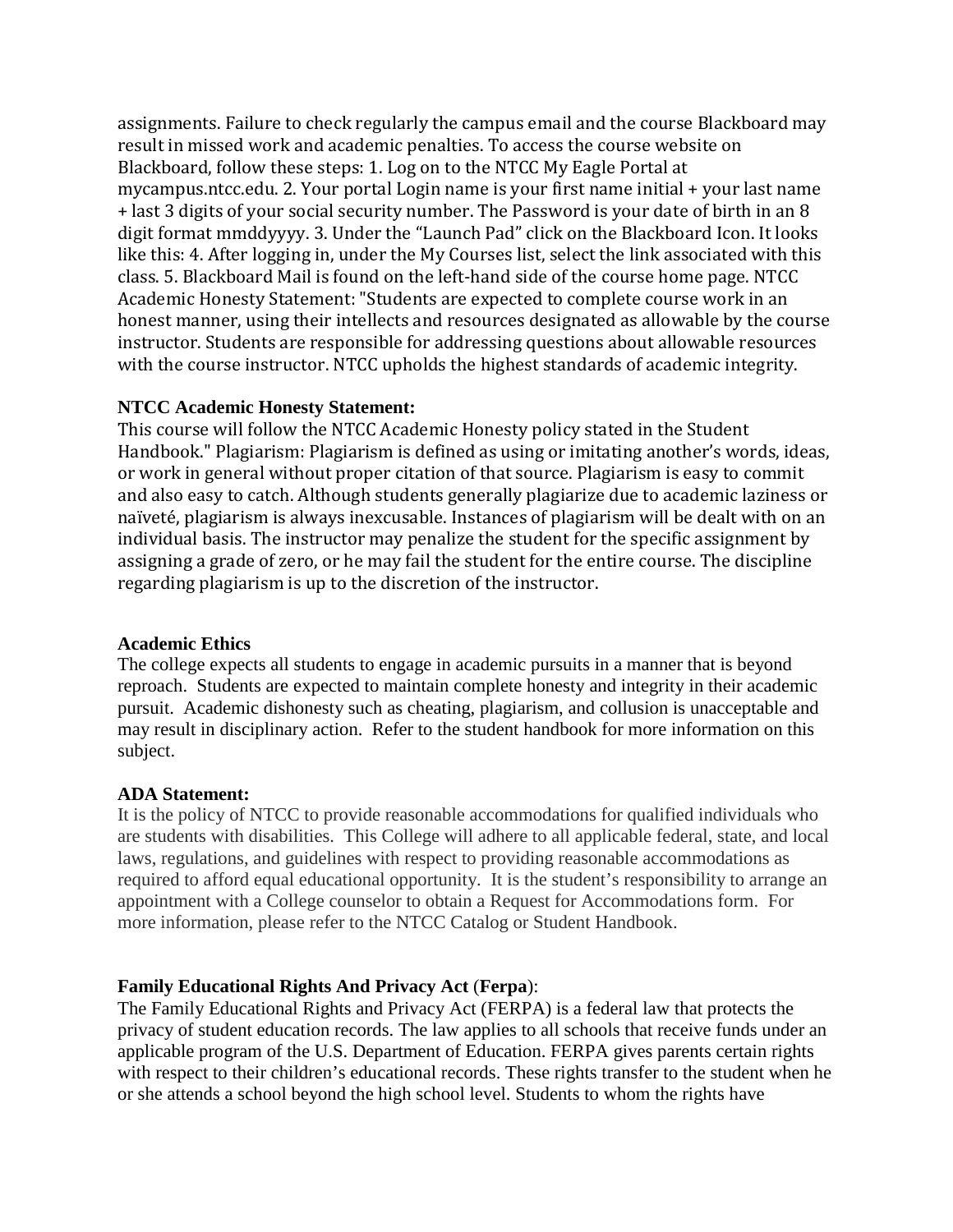assignments. Failure to check regularly the campus email and the course Blackboard may result in missed work and academic penalties. To access the course website on Blackboard, follow these steps: 1. Log on to the NTCC My Eagle Portal at mycampus.ntcc.edu. 2. Your portal Login name is your first name initial + your last name + last 3 digits of your social security number. The Password is your date of birth in an 8 digit format mmddyyyy. 3. Under the "Launch Pad" click on the Blackboard Icon. It looks like this: 4. After logging in, under the My Courses list, select the link associated with this class. 5. Blackboard Mail is found on the left-hand side of the course home page. NTCC Academic Honesty Statement: "Students are expected to complete course work in an honest manner, using their intellects and resources designated as allowable by the course instructor. Students are responsible for addressing questions about allowable resources with the course instructor. NTCC upholds the highest standards of academic integrity.

**NTCC Academic Honesty Statement:**
This course will follow the NTCC Academic Honesty policy stated in the Student Handbook." Plagiarism: Plagiarism is defined as using or imitating another's words, ideas, or work in general without proper citation of that source. Plagiarism is easy to commit and also easy to catch. Although students generally plagiarize due to academic laziness or naïveté, plagiarism is always inexcusable. Instances of plagiarism will be dealt with on an individual basis. The instructor may penalize the student for the specific assignment by assigning a grade of zero, or he may fail the student for the entire course. The discipline regarding plagiarism is up to the discretion of the instructor.

**Academic Ethics**
The college expects all students to engage in academic pursuits in a manner that is beyond reproach. Students are expected to maintain complete honesty and integrity in their academic pursuit. Academic dishonesty such as cheating, plagiarism, and collusion is unacceptable and may result in disciplinary action. Refer to the student handbook for more information on this subject.

**ADA Statement:**
It is the policy of NTCC to provide reasonable accommodations for qualified individuals who are students with disabilities. This College will adhere to all applicable federal, state, and local laws, regulations, and guidelines with respect to providing reasonable accommodations as required to afford equal educational opportunity. It is the student's responsibility to arrange an appointment with a College counselor to obtain a Request for Accommodations form. For more information, please refer to the NTCC Catalog or Student Handbook.

**Family Educational Rights And Privacy Act** (**Ferpa**):
The Family Educational Rights and Privacy Act (FERPA) is a federal law that protects the privacy of student education records. The law applies to all schools that receive funds under an applicable program of the U.S. Department of Education. FERPA gives parents certain rights with respect to their children's educational records. These rights transfer to the student when he or she attends a school beyond the high school level. Students to whom the rights have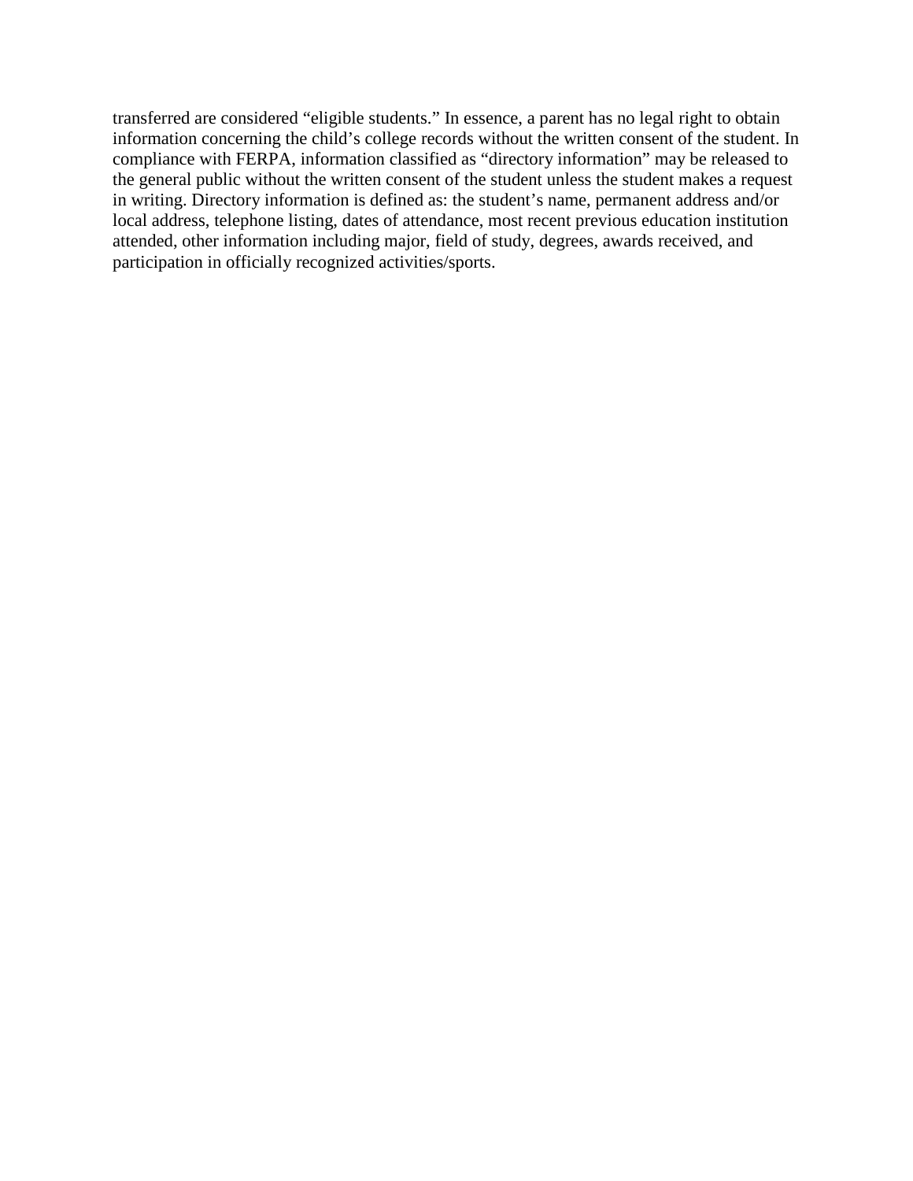transferred are considered “eligible students.” In essence, a parent has no legal right to obtain information concerning the child’s college records without the written consent of the student. In compliance with FERPA, information classified as “directory information” may be released to the general public without the written consent of the student unless the student makes a request in writing. Directory information is defined as: the student’s name, permanent address and/or local address, telephone listing, dates of attendance, most recent previous education institution attended, other information including major, field of study, degrees, awards received, and participation in officially recognized activities/sports.